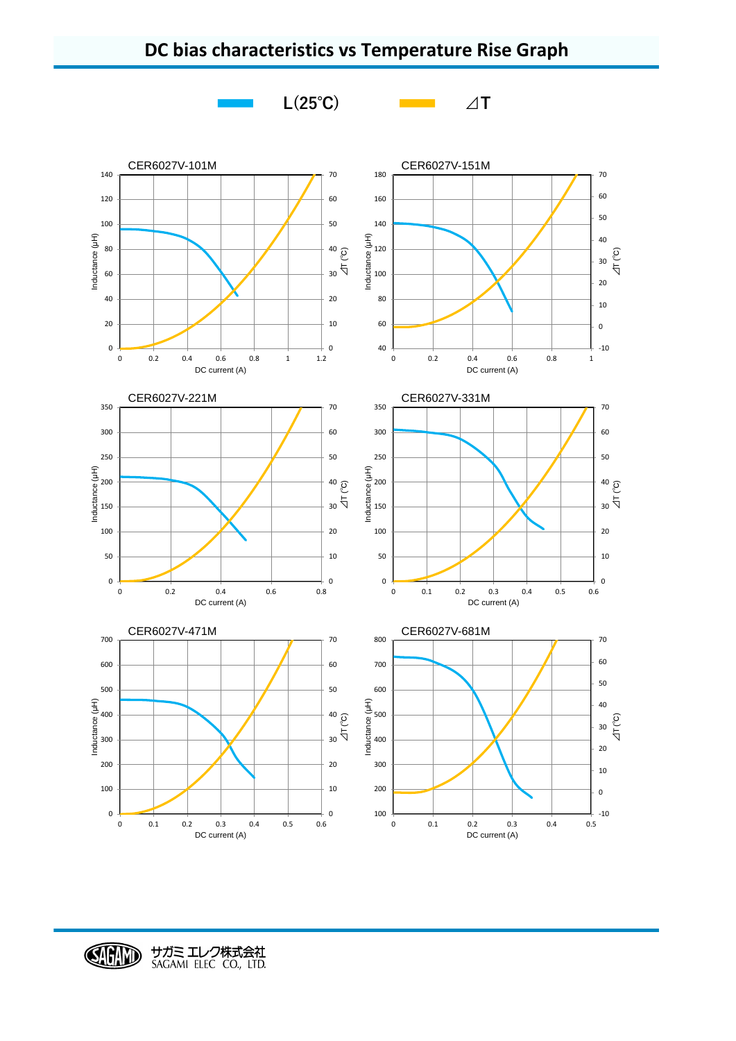# DC bias characteristics vs Temperature Rise Graph

L(25℃)　　⊿T

CER6027V-101M

CER6027V-151M

CER6027V-221M

CER6027V-331M

CER6027V-471M

CER6027V-681M

サガミ エレク株式会社
SAGAMI ELEC CO., LTD.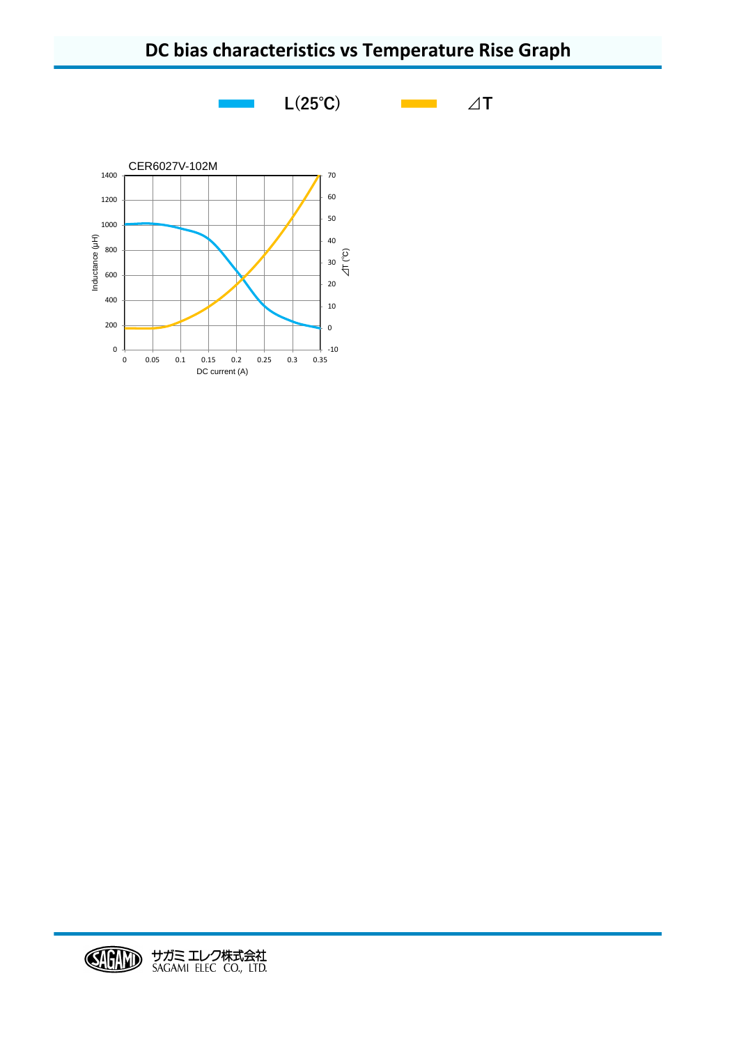# DC bias characteristics vs Temperature Rise Graph

L(25℃)　　⊿T

CER6027V-102M

Inductance (μH)

1400
1200
1000
800
600
400
200
0

⊿T (℃)

70
60
50
40
30
20
10
0
-10

0　0.05　0.1　0.15　0.2　0.25　0.3　0.35

DC current (A)

サガミ エレク株式会社
SAGAMI ELEC CO., LTD.